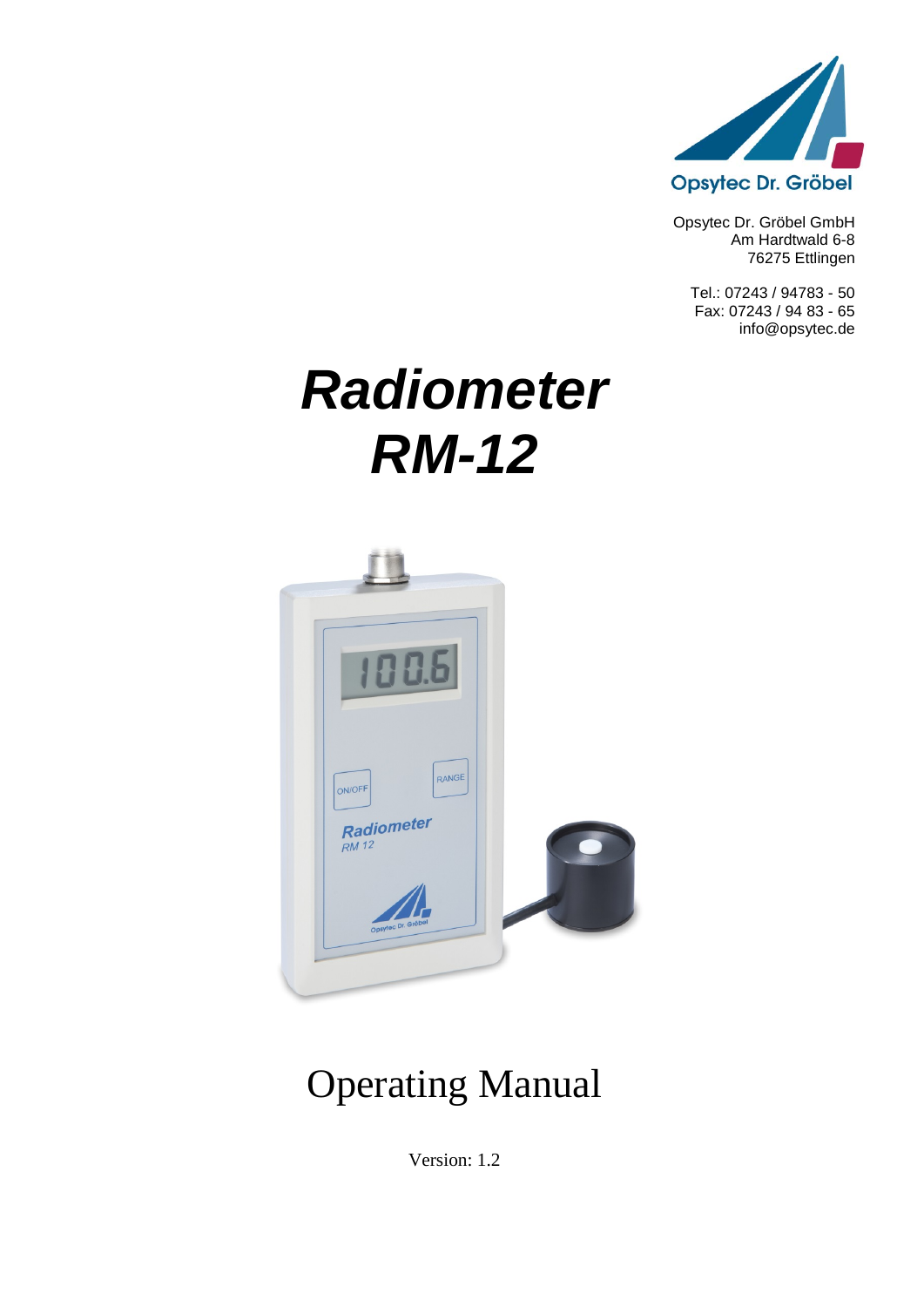Opsytec Dr. Gröbel

Opsytec Dr. Gröbel GmbH
Am Hardtwald 6-8
76275 Ettlingen

Tel.: 07243 / 94783 - 50
Fax: 07243 / 94 83 - 65
info@opsytec.de

# *Radiometer RM-12*

# Operating Manual

Version: 1.2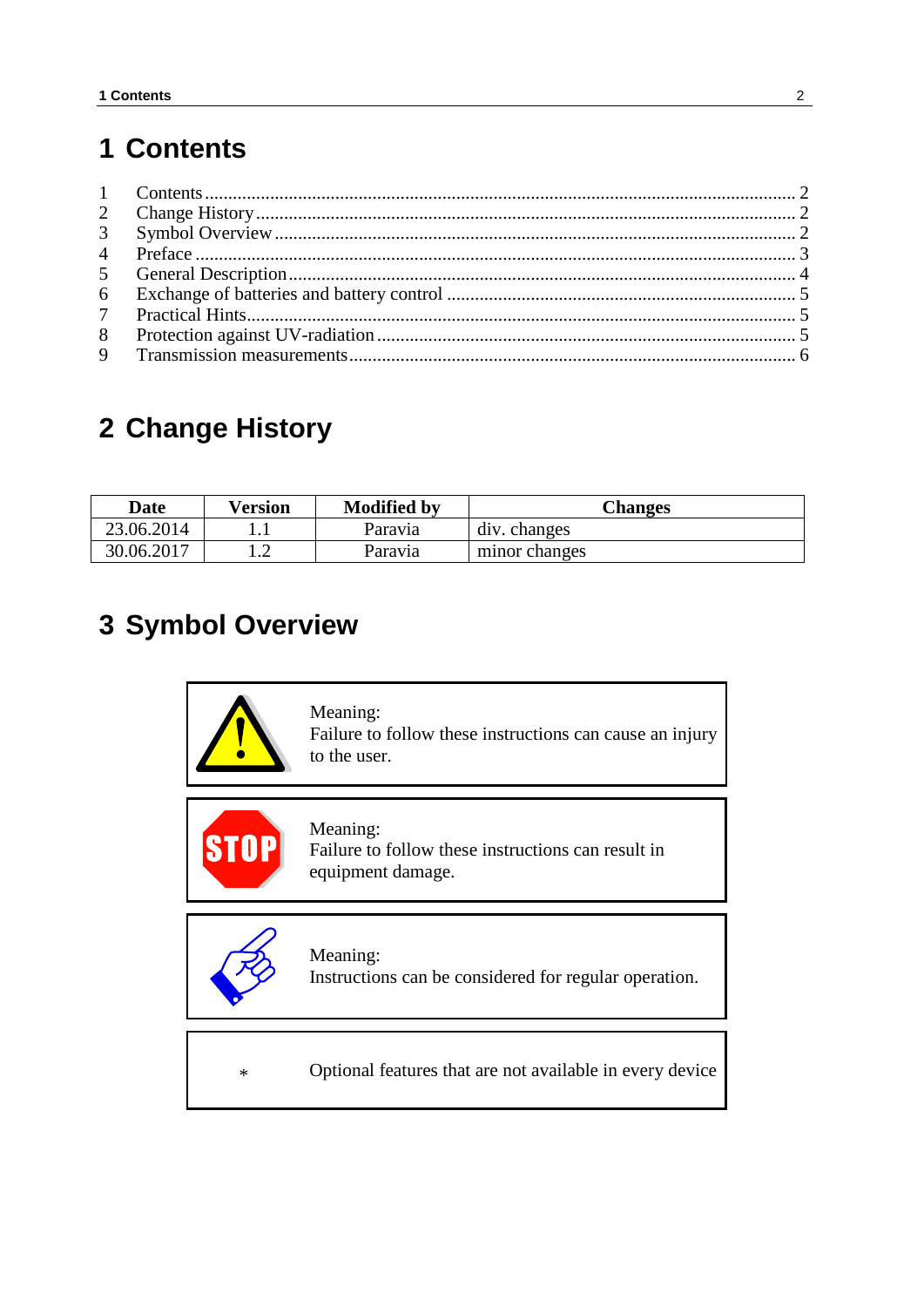# 1 Contents

1 Contents ... 2
2 Change History ... 2
3 Symbol Overview ... 2
4 Preface ... 3
5 General Description ... 4
6 Exchange of batteries and battery control ... 5
7 Practical Hints ... 5
8 Protection against UV-radiation ... 5
9 Transmission measurements ... 6

# 2 Change History

| Date | Version | Modified by | Changes |
| --- | --- | --- | --- |
| 23.06.2014 | 1.1 | Paravia | div. changes |
| 30.06.2017 | 1.2 | Paravia | minor changes |

# 3 Symbol Overview

| | |
| --- | --- |
| | Meaning:<br>Failure to follow these instructions can cause an injury to the user. |
| | Meaning:<br>Failure to follow these instructions can result in equipment damage. |
| | Meaning:<br>Instructions can be considered for regular operation. |
| * | Optional features that are not available in every device |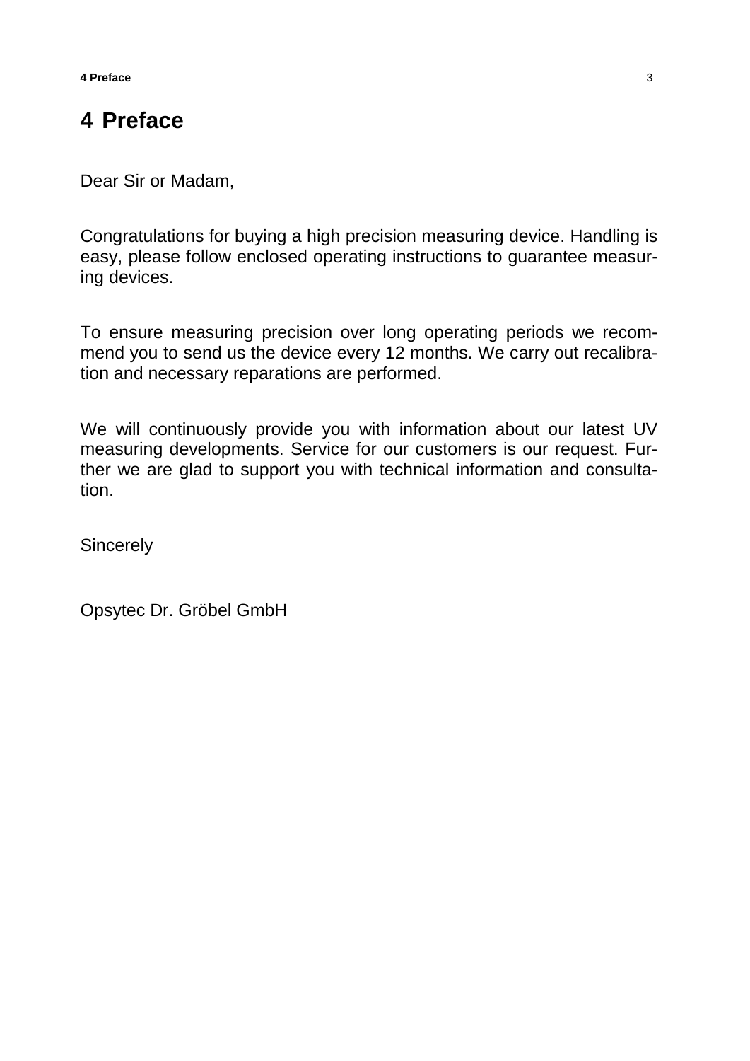# 4 Preface

Dear Sir or Madam,

Congratulations for buying a high precision measuring device. Handling is easy, please follow enclosed operating instructions to guarantee measuring devices.

To ensure measuring precision over long operating periods we recommend you to send us the device every 12 months. We carry out recalibration and necessary reparations are performed.

We will continuously provide you with information about our latest UV measuring developments. Service for our customers is our request. Further we are glad to support you with technical information and consultation.

Sincerely

Opsytec Dr. Gröbel GmbH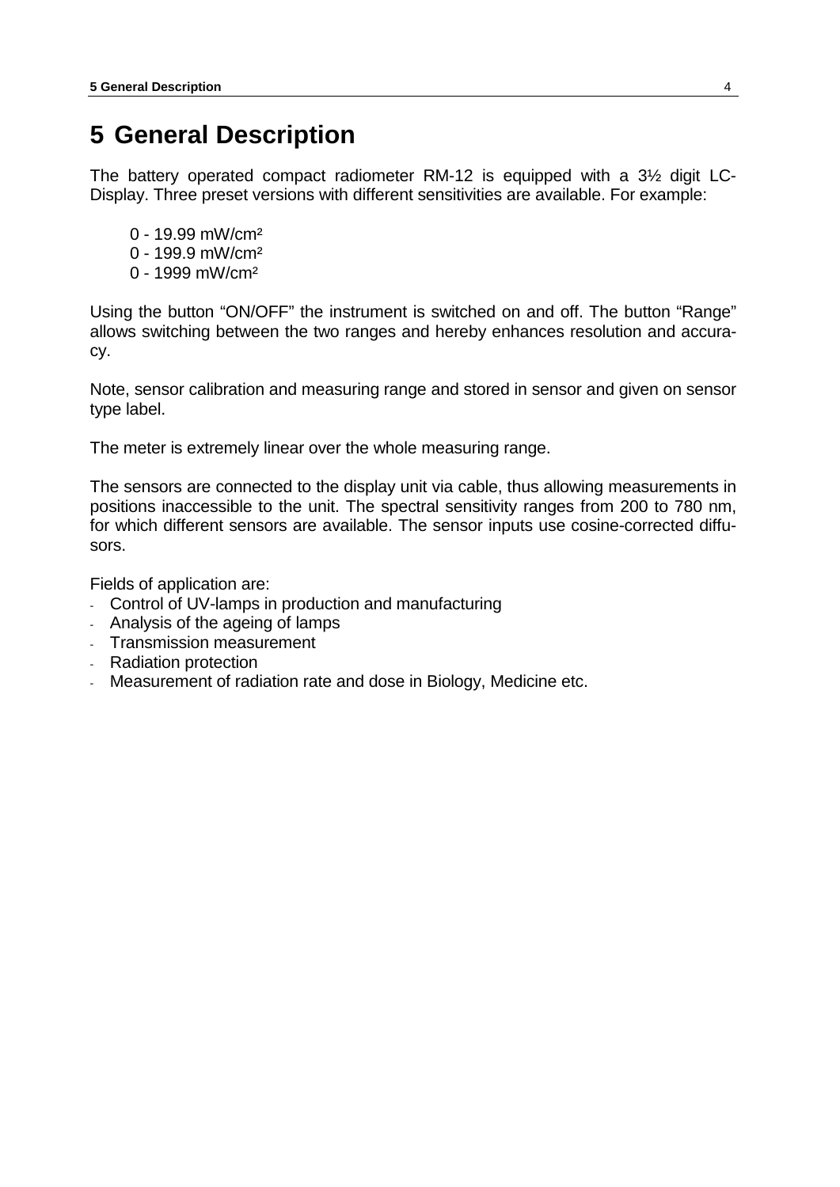# 5 General Description

The battery operated compact radiometer RM-12 is equipped with a 3½ digit LC-Display. Three preset versions with different sensitivities are available. For example:

0 - 19.99 mW/cm²
0 - 199.9 mW/cm²
0 - 1999 mW/cm²

Using the button “ON/OFF” the instrument is switched on and off. The button “Range” allows switching between the two ranges and hereby enhances resolution and accuracy.

Note, sensor calibration and measuring range and stored in sensor and given on sensor type label.

The meter is extremely linear over the whole measuring range.

The sensors are connected to the display unit via cable, thus allowing measurements in positions inaccessible to the unit. The spectral sensitivity ranges from 200 to 780 nm, for which different sensors are available. The sensor inputs use cosine-corrected diffusors.

Fields of application are:

- Control of UV-lamps in production and manufacturing
- Analysis of the ageing of lamps
- Transmission measurement
- Radiation protection
- Measurement of radiation rate and dose in Biology, Medicine etc.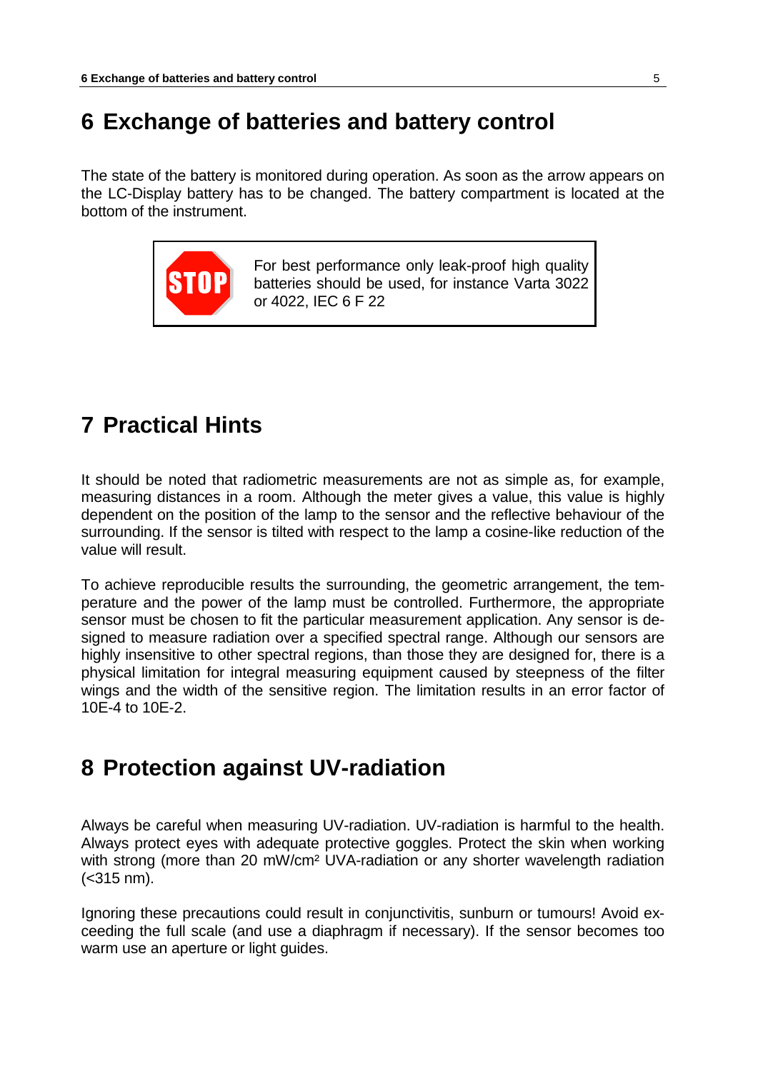# 6 Exchange of batteries and battery control

The state of the battery is monitored during operation. As soon as the arrow appears on the LC-Display battery has to be changed. The battery compartment is located at the bottom of the instrument.

> **STOP** For best performance only leak-proof high quality batteries should be used, for instance Varta 3022 or 4022, IEC 6 F 22

# 7 Practical Hints

It should be noted that radiometric measurements are not as simple as, for example, measuring distances in a room. Although the meter gives a value, this value is highly dependent on the position of the lamp to the sensor and the reflective behaviour of the surrounding. If the sensor is tilted with respect to the lamp a cosine-like reduction of the value will result.

To achieve reproducible results the surrounding, the geometric arrangement, the temperature and the power of the lamp must be controlled. Furthermore, the appropriate sensor must be chosen to fit the particular measurement application. Any sensor is designed to measure radiation over a specified spectral range. Although our sensors are highly insensitive to other spectral regions, than those they are designed for, there is a physical limitation for integral measuring equipment caused by steepness of the filter wings and the width of the sensitive region. The limitation results in an error factor of 10E-4 to 10E-2.

# 8 Protection against UV-radiation

Always be careful when measuring UV-radiation. UV-radiation is harmful to the health. Always protect eyes with adequate protective goggles. Protect the skin when working with strong (more than 20 mW/cm² UVA-radiation or any shorter wavelength radiation (<315 nm).

Ignoring these precautions could result in conjunctivitis, sunburn or tumours! Avoid exceeding the full scale (and use a diaphragm if necessary). If the sensor becomes too warm use an aperture or light guides.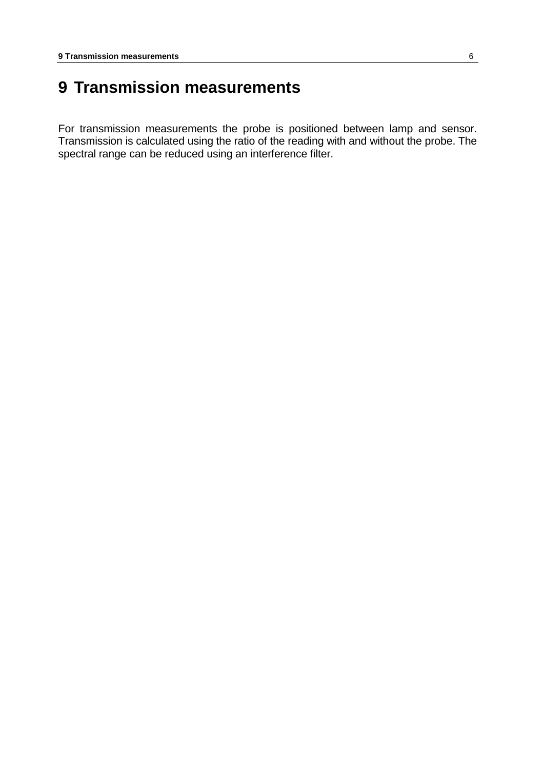# 9 Transmission measurements

For transmission measurements the probe is positioned between lamp and sensor. Transmission is calculated using the ratio of the reading with and without the probe. The spectral range can be reduced using an interference filter.